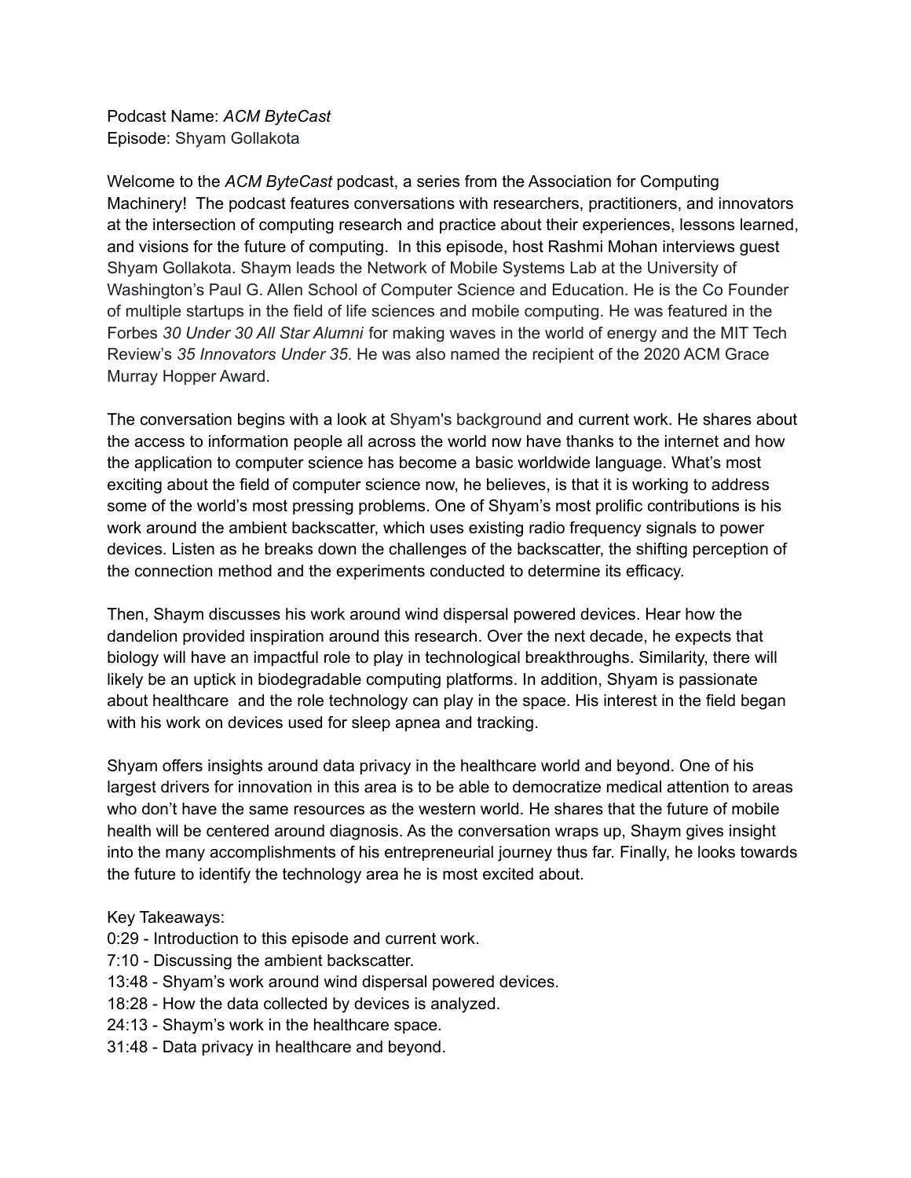Podcast Name: *ACM ByteCast*
Episode: Shyam Gollakota

Welcome to the *ACM ByteCast* podcast, a series from the Association for Computing Machinery! The podcast features conversations with researchers, practitioners, and innovators at the intersection of computing research and practice about their experiences, lessons learned, and visions for the future of computing. In this episode, host Rashmi Mohan interviews guest Shyam Gollakota. Shaym leads the Network of Mobile Systems Lab at the University of Washington's Paul G. Allen School of Computer Science and Education. He is the Co Founder of multiple startups in the field of life sciences and mobile computing. He was featured in the Forbes *30 Under 30 All Star Alumni* for making waves in the world of energy and the MIT Tech Review's *35 Innovators Under 35*. He was also named the recipient of the 2020 ACM Grace Murray Hopper Award.

The conversation begins with a look at Shyam's background and current work. He shares about the access to information people all across the world now have thanks to the internet and how the application to computer science has become a basic worldwide language. What's most exciting about the field of computer science now, he believes, is that it is working to address some of the world's most pressing problems. One of Shyam's most prolific contributions is his work around the ambient backscatter, which uses existing radio frequency signals to power devices. Listen as he breaks down the challenges of the backscatter, the shifting perception of the connection method and the experiments conducted to determine its efficacy.

Then, Shaym discusses his work around wind dispersal powered devices. Hear how the dandelion provided inspiration around this research. Over the next decade, he expects that biology will have an impactful role to play in technological breakthroughs. Similarity, there will likely be an uptick in biodegradable computing platforms. In addition, Shyam is passionate about healthcare and the role technology can play in the space. His interest in the field began with his work on devices used for sleep apnea and tracking.

Shyam offers insights around data privacy in the healthcare world and beyond. One of his largest drivers for innovation in this area is to be able to democratize medical attention to areas who don't have the same resources as the western world. He shares that the future of mobile health will be centered around diagnosis. As the conversation wraps up, Shaym gives insight into the many accomplishments of his entrepreneurial journey thus far. Finally, he looks towards the future to identify the technology area he is most excited about.

Key Takeaways:
0:29 - Introduction to this episode and current work.
7:10 - Discussing the ambient backscatter.
13:48 - Shyam's work around wind dispersal powered devices.
18:28 - How the data collected by devices is analyzed.
24:13 - Shaym's work in the healthcare space.
31:48 - Data privacy in healthcare and beyond.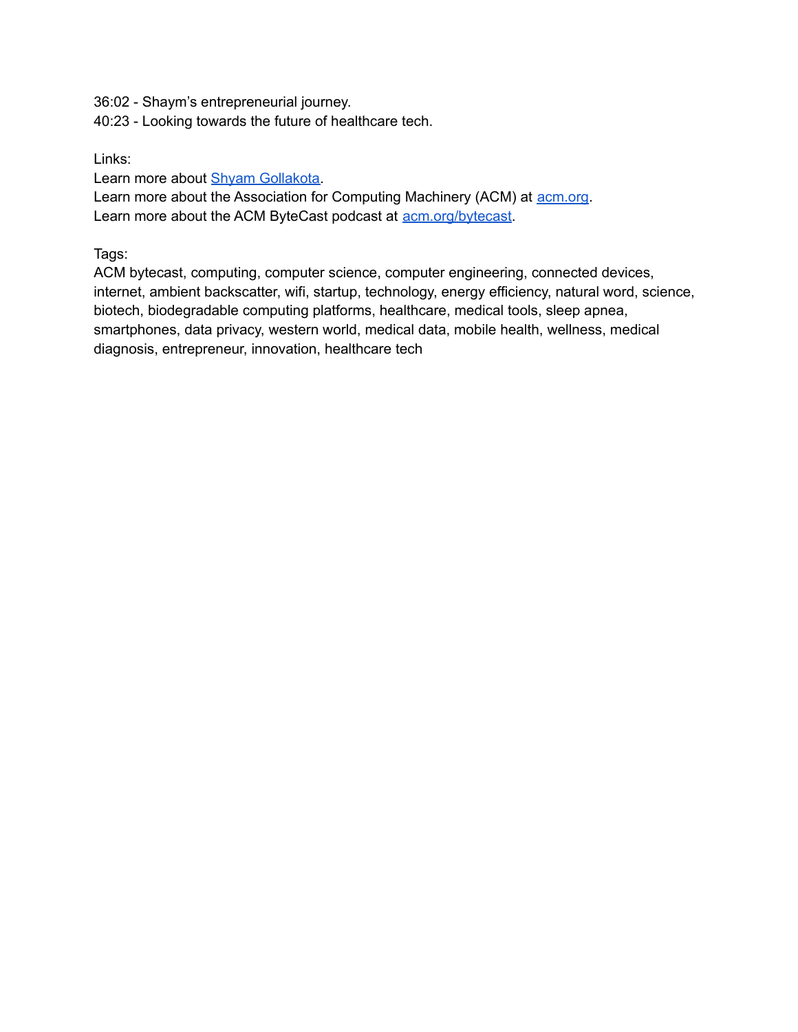36:02 - Shaym's entrepreneurial journey.
40:23 - Looking towards the future of healthcare tech.

Links:
Learn more about Shyam Gollakota.
Learn more about the Association for Computing Machinery (ACM) at acm.org.
Learn more about the ACM ByteCast podcast at acm.org/bytecast.

Tags:
ACM bytecast, computing, computer science, computer engineering, connected devices, internet, ambient backscatter, wifi, startup, technology, energy efficiency, natural word, science, biotech, biodegradable computing platforms, healthcare, medical tools, sleep apnea, smartphones, data privacy, western world, medical data, mobile health, wellness, medical diagnosis, entrepreneur, innovation, healthcare tech